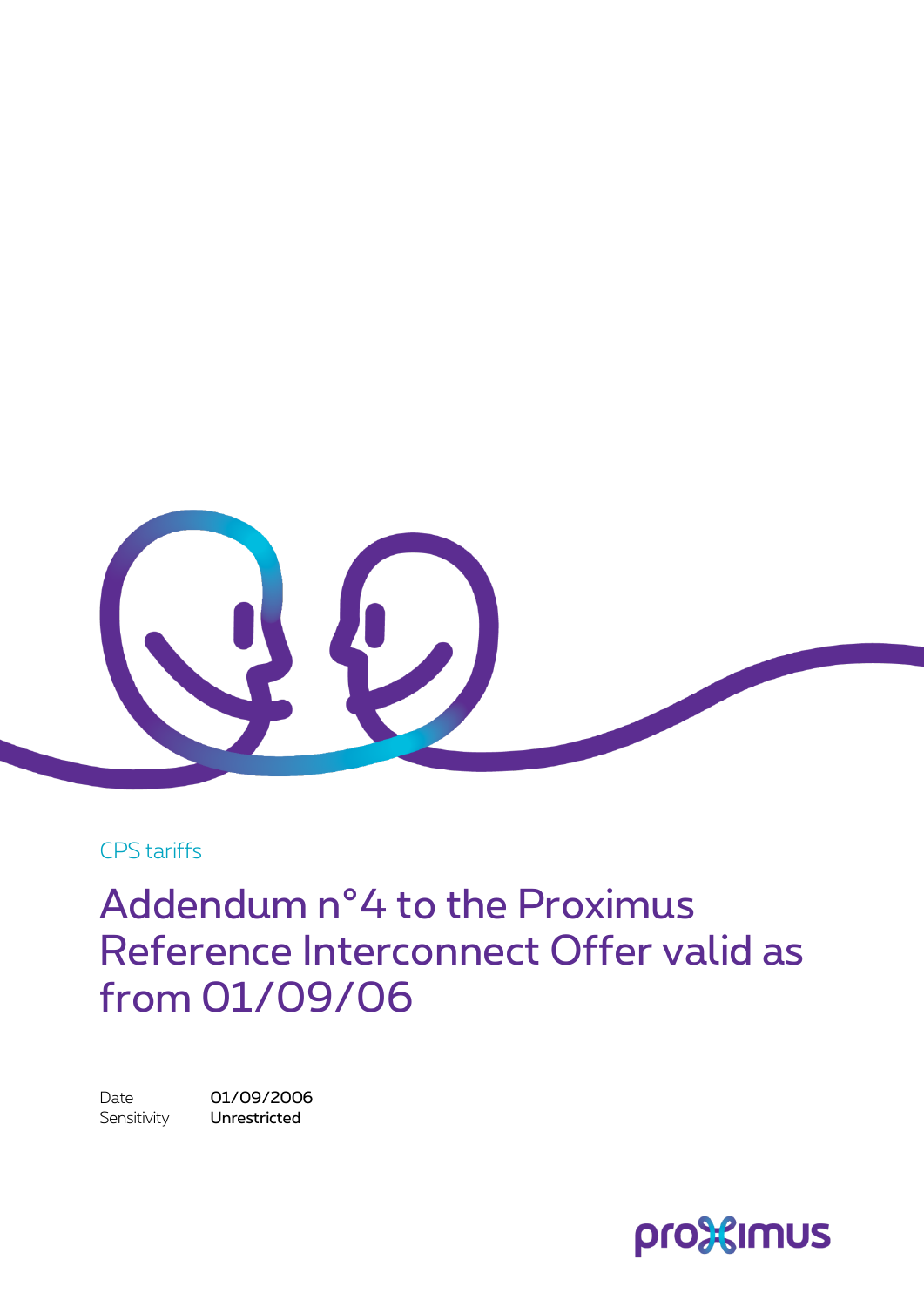CPS tariffs

# Addendum n°4 to the Proximus Reference Interconnect Offer valid as from 01/09/06

Date 01/09/2006
Sensitivity **Unrestricted**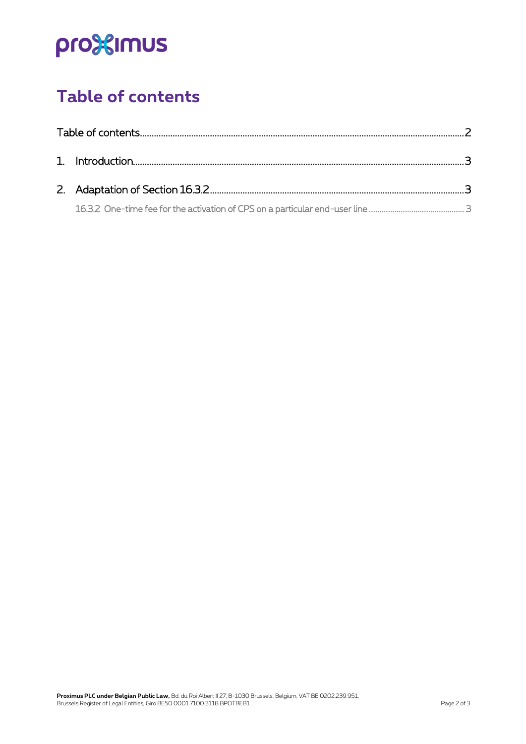# Table of contents

Table of contents .......................................................................................................................................... 2

1. Introduction .............................................................................................................................................. 3

2. Adaptation of Section 16.3.2 .................................................................................................................. 3

   16.3.2 One-time fee for the activation of CPS on a particular end-user line ............................................ 3

**Proximus PLC under Belgian Public Law,** Bd. du Roi Albert II 27, B-1030 Brussels, Belgium, VAT BE 0202.239.951, Brussels Register of Legal Entities, Giro BE50 0001 7100 3118 BPOTBEB1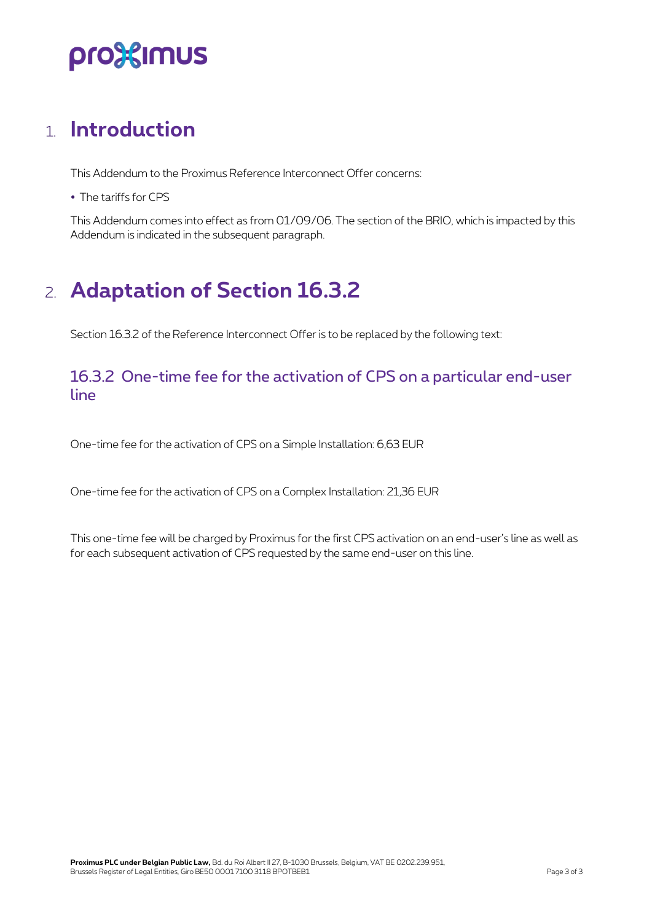# 1. Introduction

This Addendum to the Proximus Reference Interconnect Offer concerns:

- The tariffs for CPS

This Addendum comes into effect as from 01/09/06. The section of the BRIO, which is impacted by this Addendum is indicated in the subsequent paragraph.

# 2. Adaptation of Section 16.3.2

Section 16.3.2 of the Reference Interconnect Offer is to be replaced by the following text:

## 16.3.2 One-time fee for the activation of CPS on a particular end-user line

One-time fee for the activation of CPS on a Simple Installation: 6,63 EUR

One-time fee for the activation of CPS on a Complex Installation: 21,36 EUR

This one-time fee will be charged by Proximus for the first CPS activation on an end-user's line as well as for each subsequent activation of CPS requested by the same end-user on this line.